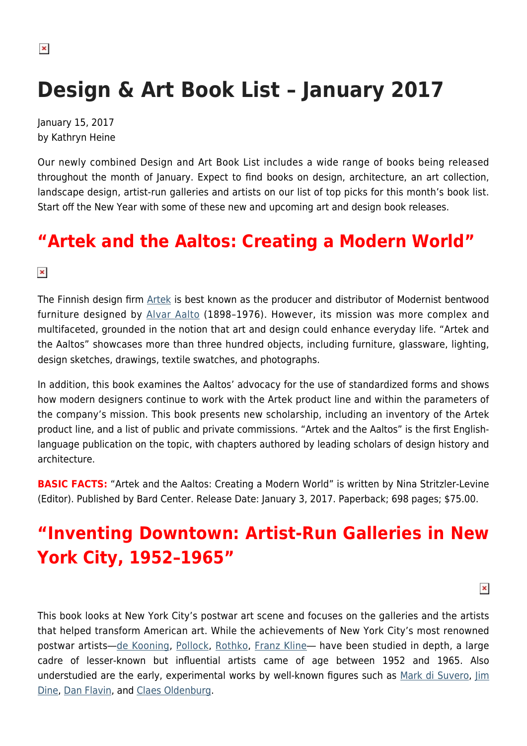# Design & Art Book List – January 2017

January 15, 2017
by Kathryn Heine

Our newly combined Design and Art Book List includes a wide range of books being released throughout the month of January. Expect to find books on design, architecture, an art collection, landscape design, artist-run galleries and artists on our list of top picks for this month's book list. Start off the New Year with some of these new and upcoming art and design book releases.

## "Artek and the Aaltos: Creating a Modern World"

The Finnish design firm Artek is best known as the producer and distributor of Modernist bentwood furniture designed by Alvar Aalto (1898–1976). However, its mission was more complex and multifaceted, grounded in the notion that art and design could enhance everyday life. "Artek and the Aaltos" showcases more than three hundred objects, including furniture, glassware, lighting, design sketches, drawings, textile swatches, and photographs.

In addition, this book examines the Aaltos' advocacy for the use of standardized forms and shows how modern designers continue to work with the Artek product line and within the parameters of the company's mission. This book presents new scholarship, including an inventory of the Artek product line, and a list of public and private commissions. "Artek and the Aaltos" is the first English-language publication on the topic, with chapters authored by leading scholars of design history and architecture.

**BASIC FACTS:** "Artek and the Aaltos: Creating a Modern World" is written by Nina Stritzler-Levine (Editor). Published by Bard Center. Release Date: January 3, 2017. Paperback; 698 pages; $75.00.

## "Inventing Downtown: Artist-Run Galleries in New York City, 1952–1965"

This book looks at New York City's postwar art scene and focuses on the galleries and the artists that helped transform American art. While the achievements of New York City's most renowned postwar artists—de Kooning, Pollock, Rothko, Franz Kline— have been studied in depth, a large cadre of lesser-known but influential artists came of age between 1952 and 1965. Also understudied are the early, experimental works by well-known figures such as Mark di Suvero, Jim Dine, Dan Flavin, and Claes Oldenburg.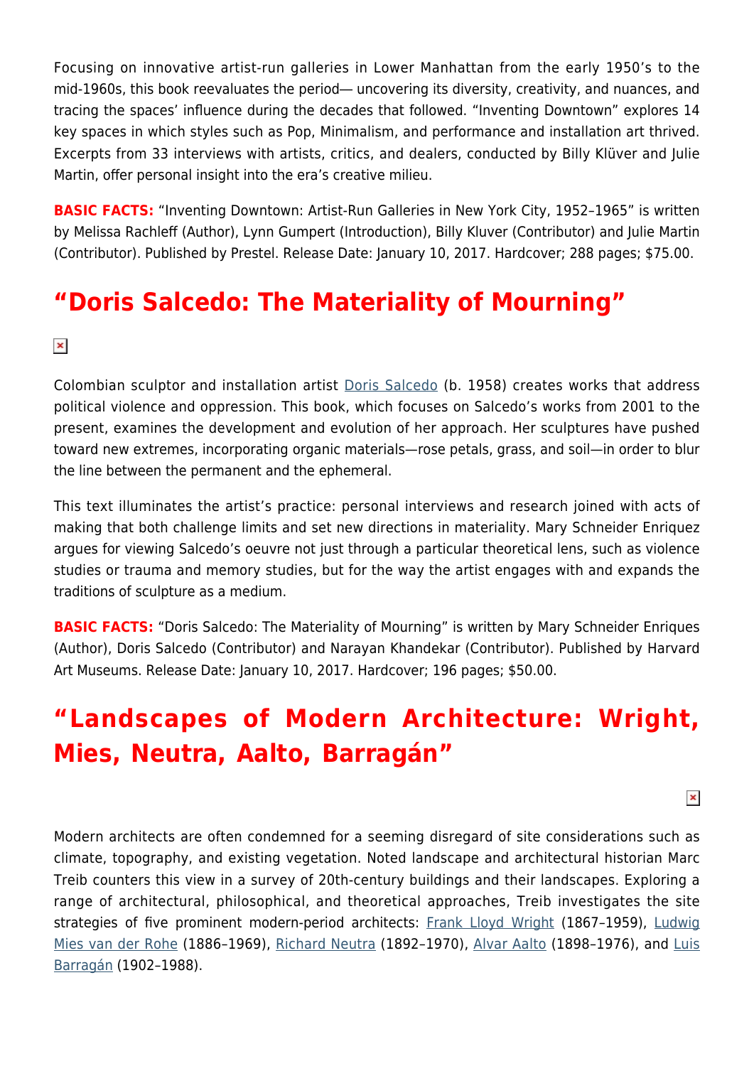Focusing on innovative artist-run galleries in Lower Manhattan from the early 1950's to the mid-1960s, this book reevaluates the period— uncovering its diversity, creativity, and nuances, and tracing the spaces' influence during the decades that followed. "Inventing Downtown" explores 14 key spaces in which styles such as Pop, Minimalism, and performance and installation art thrived. Excerpts from 33 interviews with artists, critics, and dealers, conducted by Billy Klüver and Julie Martin, offer personal insight into the era's creative milieu.

**BASIC FACTS:** "Inventing Downtown: Artist-Run Galleries in New York City, 1952–1965" is written by Melissa Rachleff (Author), Lynn Gumpert (Introduction), Billy Kluver (Contributor) and Julie Martin (Contributor). Published by Prestel. Release Date: January 10, 2017. Hardcover; 288 pages; $75.00.

## "Doris Salcedo: The Materiality of Mourning"

Colombian sculptor and installation artist Doris Salcedo (b. 1958) creates works that address political violence and oppression. This book, which focuses on Salcedo's works from 2001 to the present, examines the development and evolution of her approach. Her sculptures have pushed toward new extremes, incorporating organic materials—rose petals, grass, and soil—in order to blur the line between the permanent and the ephemeral.

This text illuminates the artist's practice: personal interviews and research joined with acts of making that both challenge limits and set new directions in materiality. Mary Schneider Enriquez argues for viewing Salcedo's oeuvre not just through a particular theoretical lens, such as violence studies or trauma and memory studies, but for the way the artist engages with and expands the traditions of sculpture as a medium.

**BASIC FACTS:** "Doris Salcedo: The Materiality of Mourning" is written by Mary Schneider Enriques (Author), Doris Salcedo (Contributor) and Narayan Khandekar (Contributor). Published by Harvard Art Museums. Release Date: January 10, 2017. Hardcover; 196 pages; $50.00.

## "Landscapes of Modern Architecture: Wright, Mies, Neutra, Aalto, Barragán"

Modern architects are often condemned for a seeming disregard of site considerations such as climate, topography, and existing vegetation. Noted landscape and architectural historian Marc Treib counters this view in a survey of 20th-century buildings and their landscapes. Exploring a range of architectural, philosophical, and theoretical approaches, Treib investigates the site strategies of five prominent modern-period architects: Frank Lloyd Wright (1867–1959), Ludwig Mies van der Rohe (1886–1969), Richard Neutra (1892–1970), Alvar Aalto (1898–1976), and Luis Barragán (1902–1988).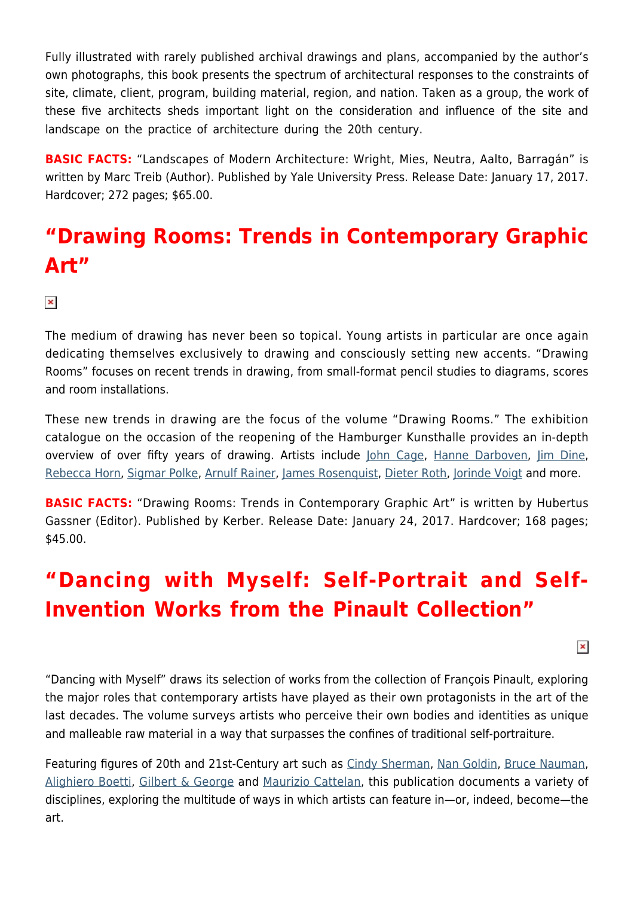Fully illustrated with rarely published archival drawings and plans, accompanied by the author's own photographs, this book presents the spectrum of architectural responses to the constraints of site, climate, client, program, building material, region, and nation. Taken as a group, the work of these five architects sheds important light on the consideration and influence of the site and landscape on the practice of architecture during the 20th century.

**BASIC FACTS:** "Landscapes of Modern Architecture: Wright, Mies, Neutra, Aalto, Barragán" is written by Marc Treib (Author). Published by Yale University Press. Release Date: January 17, 2017. Hardcover; 272 pages; $65.00.

## "Drawing Rooms: Trends in Contemporary Graphic Art"

The medium of drawing has never been so topical. Young artists in particular are once again dedicating themselves exclusively to drawing and consciously setting new accents. "Drawing Rooms" focuses on recent trends in drawing, from small-format pencil studies to diagrams, scores and room installations.

These new trends in drawing are the focus of the volume "Drawing Rooms." The exhibition catalogue on the occasion of the reopening of the Hamburger Kunsthalle provides an in-depth overview of over fifty years of drawing. Artists include John Cage, Hanne Darboven, Jim Dine, Rebecca Horn, Sigmar Polke, Arnulf Rainer, James Rosenquist, Dieter Roth, Jorinde Voigt and more.

**BASIC FACTS:** "Drawing Rooms: Trends in Contemporary Graphic Art" is written by Hubertus Gassner (Editor). Published by Kerber. Release Date: January 24, 2017. Hardcover; 168 pages; $45.00.

## "Dancing with Myself: Self-Portrait and Self-Invention Works from the Pinault Collection"

"Dancing with Myself" draws its selection of works from the collection of François Pinault, exploring the major roles that contemporary artists have played as their own protagonists in the art of the last decades. The volume surveys artists who perceive their own bodies and identities as unique and malleable raw material in a way that surpasses the confines of traditional self-portraiture.

Featuring figures of 20th and 21st-Century art such as Cindy Sherman, Nan Goldin, Bruce Nauman, Alighiero Boetti, Gilbert & George and Maurizio Cattelan, this publication documents a variety of disciplines, exploring the multitude of ways in which artists can feature in—or, indeed, become—the art.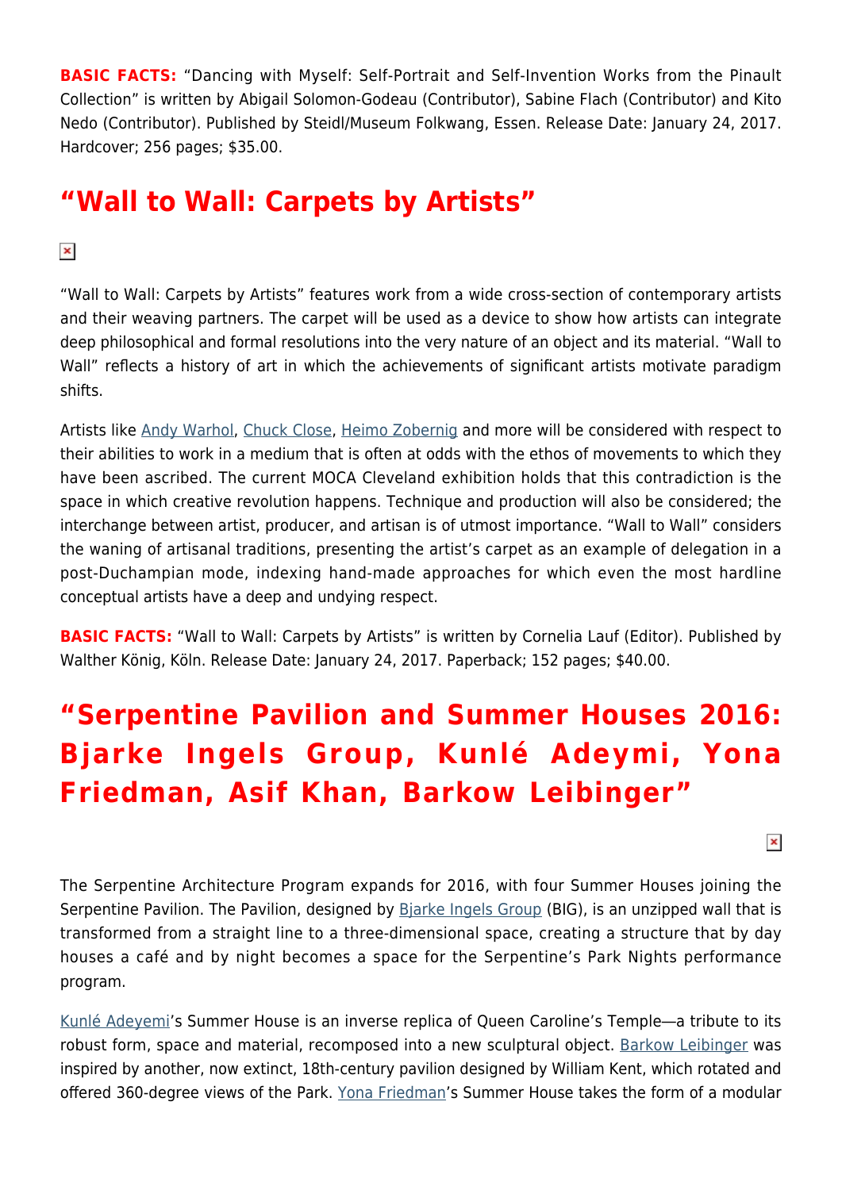**BASIC FACTS:** "Dancing with Myself: Self-Portrait and Self-Invention Works from the Pinault Collection" is written by Abigail Solomon-Godeau (Contributor), Sabine Flach (Contributor) and Kito Nedo (Contributor). Published by Steidl/Museum Folkwang, Essen. Release Date: January 24, 2017. Hardcover; 256 pages; $35.00.

## "Wall to Wall: Carpets by Artists"

"Wall to Wall: Carpets by Artists" features work from a wide cross-section of contemporary artists and their weaving partners. The carpet will be used as a device to show how artists can integrate deep philosophical and formal resolutions into the very nature of an object and its material. "Wall to Wall" reflects a history of art in which the achievements of significant artists motivate paradigm shifts.

Artists like Andy Warhol, Chuck Close, Heimo Zobernig and more will be considered with respect to their abilities to work in a medium that is often at odds with the ethos of movements to which they have been ascribed. The current MOCA Cleveland exhibition holds that this contradiction is the space in which creative revolution happens. Technique and production will also be considered; the interchange between artist, producer, and artisan is of utmost importance. "Wall to Wall" considers the waning of artisanal traditions, presenting the artist's carpet as an example of delegation in a post-Duchampian mode, indexing hand-made approaches for which even the most hardline conceptual artists have a deep and undying respect.

**BASIC FACTS:** "Wall to Wall: Carpets by Artists" is written by Cornelia Lauf (Editor). Published by Walther König, Köln. Release Date: January 24, 2017. Paperback; 152 pages; $40.00.

## "Serpentine Pavilion and Summer Houses 2016: Bjarke Ingels Group, Kunlé Adeymi, Yona Friedman, Asif Khan, Barkow Leibinger"

The Serpentine Architecture Program expands for 2016, with four Summer Houses joining the Serpentine Pavilion. The Pavilion, designed by Bjarke Ingels Group (BIG), is an unzipped wall that is transformed from a straight line to a three-dimensional space, creating a structure that by day houses a café and by night becomes a space for the Serpentine's Park Nights performance program.

Kunlé Adeyemi's Summer House is an inverse replica of Queen Caroline's Temple—a tribute to its robust form, space and material, recomposed into a new sculptural object. Barkow Leibinger was inspired by another, now extinct, 18th-century pavilion designed by William Kent, which rotated and offered 360-degree views of the Park. Yona Friedman's Summer House takes the form of a modular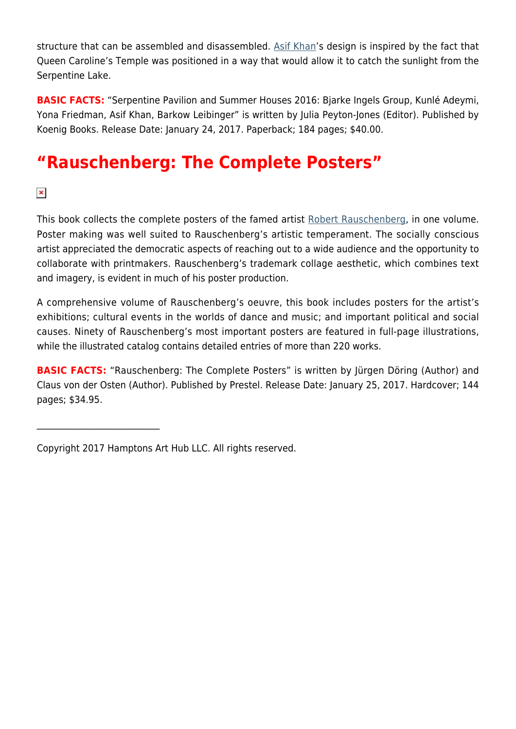structure that can be assembled and disassembled. Asif Khan's design is inspired by the fact that Queen Caroline's Temple was positioned in a way that would allow it to catch the sunlight from the Serpentine Lake.

**BASIC FACTS:** "Serpentine Pavilion and Summer Houses 2016: Bjarke Ingels Group, Kunlé Adeymi, Yona Friedman, Asif Khan, Barkow Leibinger" is written by Julia Peyton-Jones (Editor). Published by Koenig Books. Release Date: January 24, 2017. Paperback; 184 pages; $40.00.

## "Rauschenberg: The Complete Posters"

This book collects the complete posters of the famed artist Robert Rauschenberg, in one volume. Poster making was well suited to Rauschenberg's artistic temperament. The socially conscious artist appreciated the democratic aspects of reaching out to a wide audience and the opportunity to collaborate with printmakers. Rauschenberg's trademark collage aesthetic, which combines text and imagery, is evident in much of his poster production.

A comprehensive volume of Rauschenberg's oeuvre, this book includes posters for the artist's exhibitions; cultural events in the worlds of dance and music; and important political and social causes. Ninety of Rauschenberg's most important posters are featured in full-page illustrations, while the illustrated catalog contains detailed entries of more than 220 works.

**BASIC FACTS:** "Rauschenberg: The Complete Posters" is written by Jürgen Döring (Author) and Claus von der Osten (Author). Published by Prestel. Release Date: January 25, 2017. Hardcover; 144 pages; $34.95.

---

Copyright 2017 Hamptons Art Hub LLC. All rights reserved.